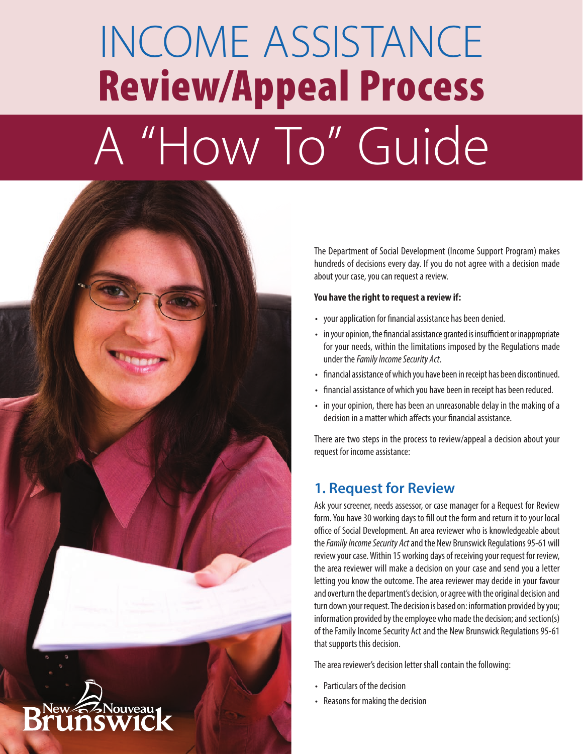# INCOME ASSISTANCE
# Review/Appeal Process
# A "How To" Guide

New Nouveau Brunswick

The Department of Social Development (Income Support Program) makes hundreds of decisions every day. If you do not agree with a decision made about your case, you can request a review.

**You have the right to request a review if:**

- your application for financial assistance has been denied.
- in your opinion, the financial assistance granted is insufficient or inappropriate for your needs, within the limitations imposed by the Regulations made under the *Family Income Security Act*.
- financial assistance of which you have been in receipt has been discontinued.
- financial assistance of which you have been in receipt has been reduced.
- in your opinion, there has been an unreasonable delay in the making of a decision in a matter which affects your financial assistance.

There are two steps in the process to review/appeal a decision about your request for income assistance:

## 1. Request for Review

Ask your screener, needs assessor, or case manager for a Request for Review form. You have 30 working days to fill out the form and return it to your local office of Social Development. An area reviewer who is knowledgeable about the *Family Income Security Act* and the New Brunswick Regulations 95-61 will review your case. Within 15 working days of receiving your request for review, the area reviewer will make a decision on your case and send you a letter letting you know the outcome. The area reviewer may decide in your favour and overturn the department's decision, or agree with the original decision and turn down your request. The decision is based on: information provided by you; information provided by the employee who made the decision; and section(s) of the Family Income Security Act and the New Brunswick Regulations 95-61 that supports this decision.

The area reviewer's decision letter shall contain the following:

- Particulars of the decision
- Reasons for making the decision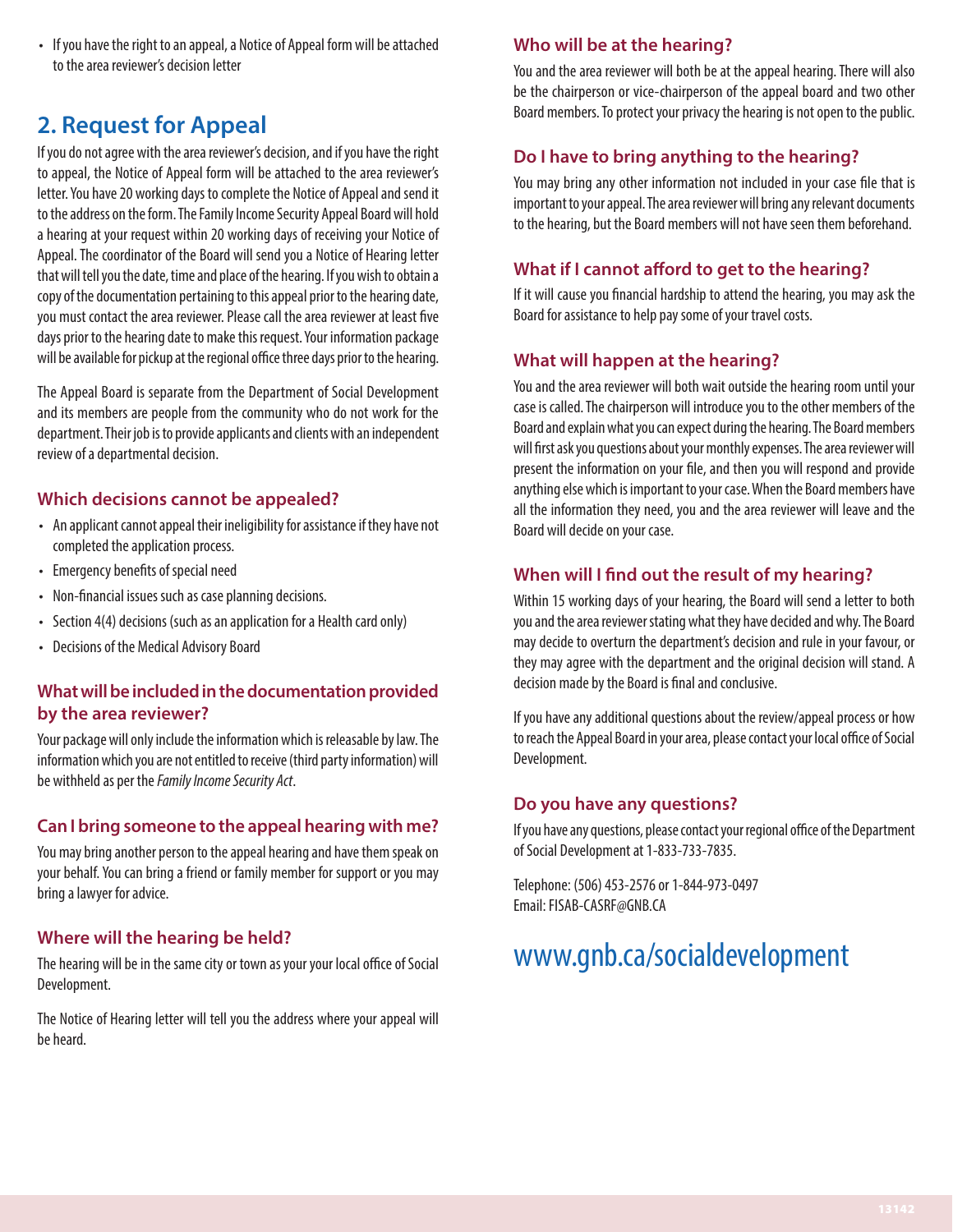- If you have the right to an appeal, a Notice of Appeal form will be attached to the area reviewer's decision letter

## 2. Request for Appeal

If you do not agree with the area reviewer's decision, and if you have the right to appeal, the Notice of Appeal form will be attached to the area reviewer's letter. You have 20 working days to complete the Notice of Appeal and send it to the address on the form. The Family Income Security Appeal Board will hold a hearing at your request within 20 working days of receiving your Notice of Appeal. The coordinator of the Board will send you a Notice of Hearing letter that will tell you the date, time and place of the hearing. If you wish to obtain a copy of the documentation pertaining to this appeal prior to the hearing date, you must contact the area reviewer. Please call the area reviewer at least five days prior to the hearing date to make this request. Your information package will be available for pickup at the regional office three days prior to the hearing.

The Appeal Board is separate from the Department of Social Development and its members are people from the community who do not work for the department. Their job is to provide applicants and clients with an independent review of a departmental decision.

### Which decisions cannot be appealed?

- An applicant cannot appeal their ineligibility for assistance if they have not completed the application process.
- Emergency benefits of special need
- Non-financial issues such as case planning decisions.
- Section 4(4) decisions (such as an application for a Health card only)
- Decisions of the Medical Advisory Board

### What will be included in the documentation provided by the area reviewer?

Your package will only include the information which is releasable by law. The information which you are not entitled to receive (third party information) will be withheld as per the *Family Income Security Act*.

### Can I bring someone to the appeal hearing with me?

You may bring another person to the appeal hearing and have them speak on your behalf. You can bring a friend or family member for support or you may bring a lawyer for advice.

### Where will the hearing be held?

The hearing will be in the same city or town as your your local office of Social Development.

The Notice of Hearing letter will tell you the address where your appeal will be heard.

### Who will be at the hearing?

You and the area reviewer will both be at the appeal hearing. There will also be the chairperson or vice-chairperson of the appeal board and two other Board members. To protect your privacy the hearing is not open to the public.

### Do I have to bring anything to the hearing?

You may bring any other information not included in your case file that is important to your appeal. The area reviewer will bring any relevant documents to the hearing, but the Board members will not have seen them beforehand.

### What if I cannot afford to get to the hearing?

If it will cause you financial hardship to attend the hearing, you may ask the Board for assistance to help pay some of your travel costs.

### What will happen at the hearing?

You and the area reviewer will both wait outside the hearing room until your case is called. The chairperson will introduce you to the other members of the Board and explain what you can expect during the hearing. The Board members will first ask you questions about your monthly expenses. The area reviewer will present the information on your file, and then you will respond and provide anything else which is important to your case. When the Board members have all the information they need, you and the area reviewer will leave and the Board will decide on your case.

### When will I find out the result of my hearing?

Within 15 working days of your hearing, the Board will send a letter to both you and the area reviewer stating what they have decided and why. The Board may decide to overturn the department's decision and rule in your favour, or they may agree with the department and the original decision will stand. A decision made by the Board is final and conclusive.

If you have any additional questions about the review/appeal process or how to reach the Appeal Board in your area, please contact your local office of Social Development.

### Do you have any questions?

If you have any questions, please contact your regional office of the Department of Social Development at 1-833-733-7835.

Telephone: (506) 453-2576 or 1-844-973-0497
Email: FISAB-CASRF@GNB.CA

## www.gnb.ca/socialdevelopment

13142